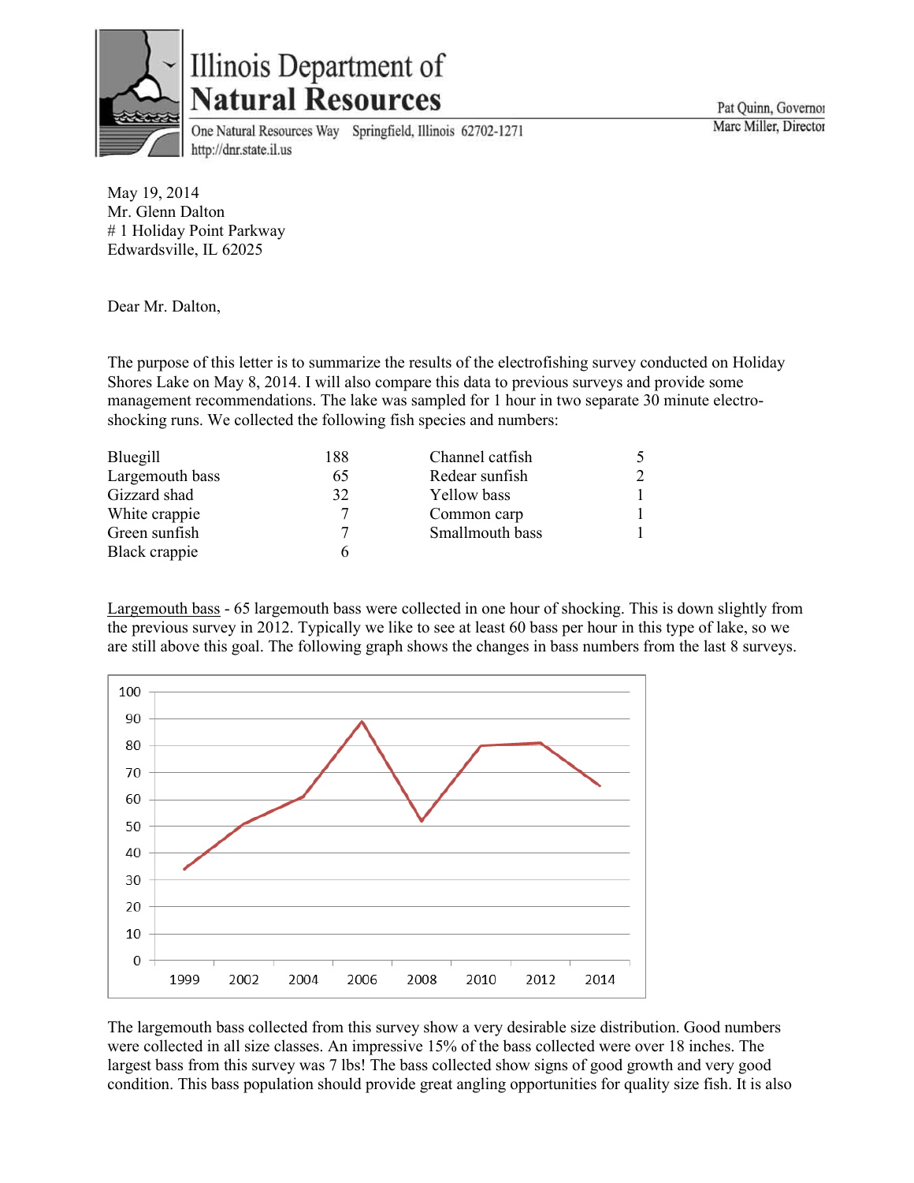Illinois Department of
**Natural Resources**

One Natural Resources Way Springfield, Illinois 62702-1271
http://dnr.state.il.us

Pat Quinn, Governor
Marc Miller, Director

May 19, 2014
Mr. Glenn Dalton
# 1 Holiday Point Parkway
Edwardsville, IL 62025

Dear Mr. Dalton,

The purpose of this letter is to summarize the results of the electrofishing survey conducted on Holiday Shores Lake on May 8, 2014. I will also compare this data to previous surveys and provide some management recommendations. The lake was sampled for 1 hour in two separate 30 minute electro-shocking runs. We collected the following fish species and numbers:

| | | | |
|---|---|---|---|
| Bluegill | 188 | Channel catfish | 5 |
| Largemouth bass | 65 | Redear sunfish | 2 |
| Gizzard shad | 32 | Yellow bass | 1 |
| White crappie | 7 | Common carp | 1 |
| Green sunfish | 7 | Smallmouth bass | 1 |
| Black crappie | 6 | | |

<u>Largemouth bass</u> - 65 largemouth bass were collected in one hour of shocking. This is down slightly from the previous survey in 2012. Typically we like to see at least 60 bass per hour in this type of lake, so we are still above this goal. The following graph shows the changes in bass numbers from the last 8 surveys.

100
90
80
70
60
50
40
30
20
10
0

1999 2002 2004 2006 2008 2010 2012 2014

The largemouth bass collected from this survey show a very desirable size distribution. Good numbers were collected in all size classes. An impressive 15% of the bass collected were over 18 inches. The largest bass from this survey was 7 lbs! The bass collected show signs of good growth and very good condition. This bass population should provide great angling opportunities for quality size fish. It is also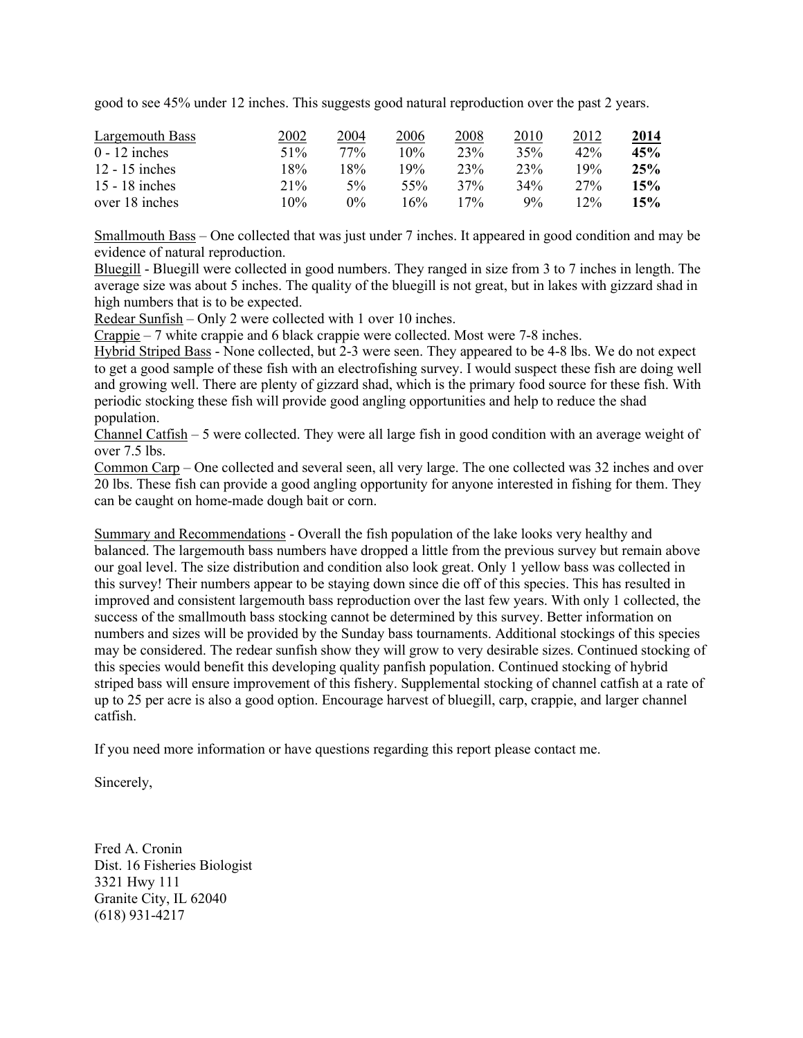good to see 45% under 12 inches. This suggests good natural reproduction over the past 2 years.

| Largemouth Bass | 2002 | 2004 | 2006 | 2008 | 2010 | 2012 | **2014** |
|---|---|---|---|---|---|---|---|
| 0 - 12 inches | 51% | 77% | 10% | 23% | 35% | 42% | **45%** |
| 12 - 15 inches | 18% | 18% | 19% | 23% | 23% | 19% | **25%** |
| 15 - 18 inches | 21% | 5% | 55% | 37% | 34% | 27% | **15%** |
| over 18 inches | 10% | 0% | 16% | 17% | 9% | 12% | **15%** |

Smallmouth Bass – One collected that was just under 7 inches. It appeared in good condition and may be evidence of natural reproduction.

Bluegill - Bluegill were collected in good numbers. They ranged in size from 3 to 7 inches in length. The average size was about 5 inches. The quality of the bluegill is not great, but in lakes with gizzard shad in high numbers that is to be expected.

Redear Sunfish – Only 2 were collected with 1 over 10 inches.

Crappie – 7 white crappie and 6 black crappie were collected. Most were 7-8 inches.

Hybrid Striped Bass - None collected, but 2-3 were seen. They appeared to be 4-8 lbs. We do not expect to get a good sample of these fish with an electrofishing survey. I would suspect these fish are doing well and growing well. There are plenty of gizzard shad, which is the primary food source for these fish. With periodic stocking these fish will provide good angling opportunities and help to reduce the shad population.

Channel Catfish – 5 were collected. They were all large fish in good condition with an average weight of over 7.5 lbs.

Common Carp – One collected and several seen, all very large. The one collected was 32 inches and over 20 lbs. These fish can provide a good angling opportunity for anyone interested in fishing for them. They can be caught on home-made dough bait or corn.

Summary and Recommendations - Overall the fish population of the lake looks very healthy and balanced. The largemouth bass numbers have dropped a little from the previous survey but remain above our goal level. The size distribution and condition also look great. Only 1 yellow bass was collected in this survey! Their numbers appear to be staying down since die off of this species. This has resulted in improved and consistent largemouth bass reproduction over the last few years. With only 1 collected, the success of the smallmouth bass stocking cannot be determined by this survey. Better information on numbers and sizes will be provided by the Sunday bass tournaments. Additional stockings of this species may be considered. The redear sunfish show they will grow to very desirable sizes. Continued stocking of this species would benefit this developing quality panfish population. Continued stocking of hybrid striped bass will ensure improvement of this fishery. Supplemental stocking of channel catfish at a rate of up to 25 per acre is also a good option. Encourage harvest of bluegill, carp, crappie, and larger channel catfish.

If you need more information or have questions regarding this report please contact me.

Sincerely,

Fred A. Cronin
Dist. 16 Fisheries Biologist
3321 Hwy 111
Granite City, IL 62040
(618) 931-4217